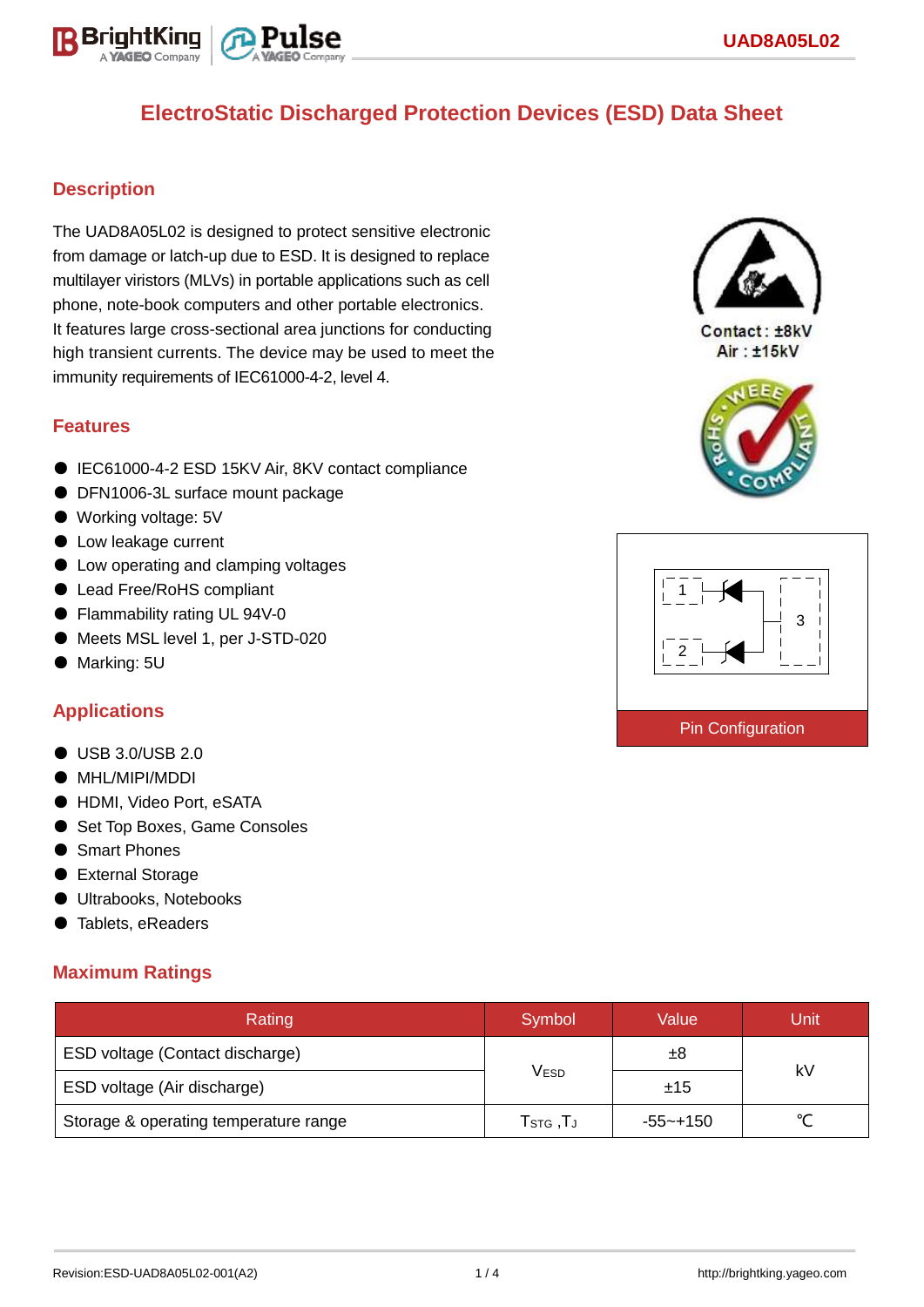# ElectroStatic Discharged Protection Devices (ESD) Data Sheet

## Description

The UAD8A05L02 is designed to protect sensitive electronic from damage or latch-up due to ESD. It is designed to replace multilayer viristors (MLVs) in portable applications such as cell phone, note-book computers and other portable electronics. It features large cross-sectional area junctions for conducting high transient currents. The device may be used to meet the immunity requirements of IEC61000-4-2, level 4.

Contact : ±8kV
Air : ±15kV

## Features

- IEC61000-4-2 ESD 15KV Air, 8KV contact compliance
- DFN1006-3L surface mount package
- Working voltage: 5V
- Low leakage current
- Low operating and clamping voltages
- Lead Free/RoHS compliant
- Flammability rating UL 94V-0
- Meets MSL level 1, per J-STD-020
- Marking: 5U

Pin Configuration

## Applications

- USB 3.0/USB 2.0
- MHL/MIPI/MDDI
- HDMI, Video Port, eSATA
- Set Top Boxes, Game Consoles
- Smart Phones
- External Storage
- Ultrabooks, Notebooks
- Tablets, eReaders

## Maximum Ratings

| Rating | Symbol | Value | Unit |
|---|---|---|---|
| ESD voltage (Contact discharge) | $V_{ESD}$ | ±8 | kV |
| ESD voltage (Air discharge) | | ±15 | |
| Storage & operating temperature range | $T_{STG}$ ,$T_J$ | -55~+150 | ℃ |

Revision:ESD-UAD8A05L02-001(A2)

http://brightking.yageo.com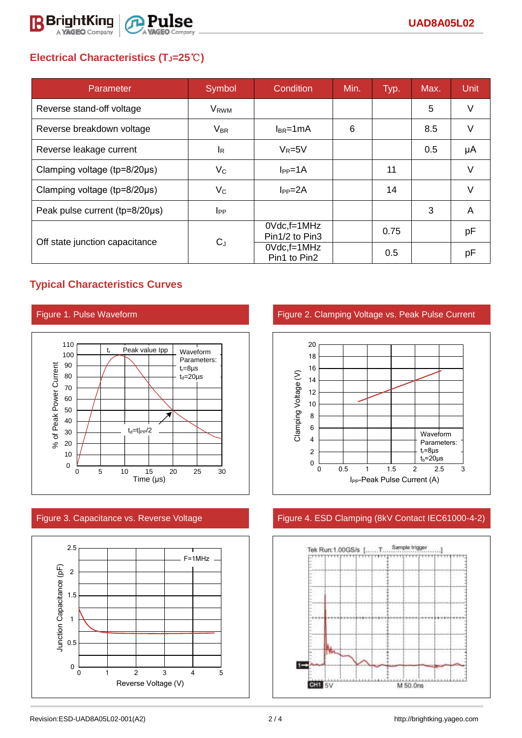## Electrical Characteristics ($T_J$=25℃)

| Parameter | Symbol | Condition | Min. | Typ. | Max. | Unit |
|---|---|---|---|---|---|---|
| Reverse stand-off voltage | $V_{RWM}$ | | | | 5 | V |
| Reverse breakdown voltage | $V_{BR}$ | $I_{BR}$=1mA | 6 | | 8.5 | V |
| Reverse leakage current | $I_R$ | $V_R$=5V | | | 0.5 | μA |
| Clamping voltage (tp=8/20μs) | $V_C$ | $I_{PP}$=1A | | 11 | | V |
| Clamping voltage (tp=8/20μs) | $V_C$ | $I_{PP}$=2A | | 14 | | V |
| Peak pulse current (tp=8/20μs) | $I_{PP}$ | | | | 3 | A |
| Off state junction capacitance | $C_J$ | 0Vdc,f=1MHz Pin1/2 to Pin3 | | 0.75 | | pF |
| | | 0Vdc,f=1MHz Pin1 to Pin2 | | 0.5 | | pF |

## Typical Characteristics Curves

Figure 1. Pulse Waveform

Figure 2. Clamping Voltage vs. Peak Pulse Current

Figure 3. Capacitance vs. Reverse Voltage

Figure 4. ESD Clamping (8kV Contact IEC61000-4-2)

Revision:ESD-UAD8A05L02-001(A2)

http://brightking.yageo.com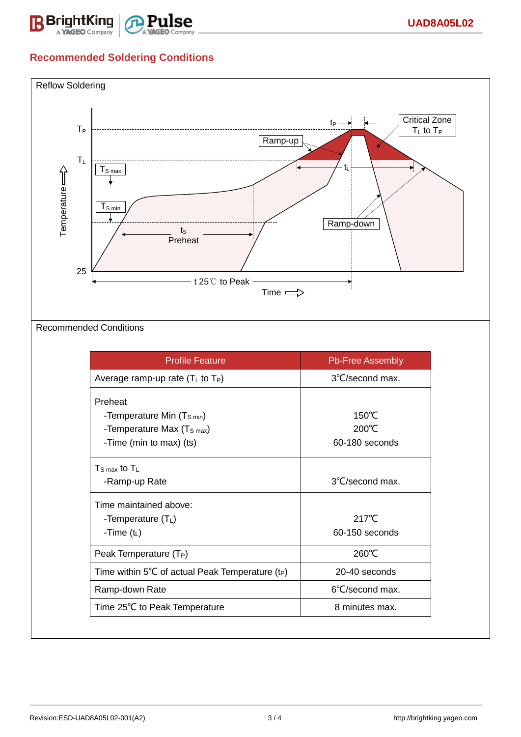## Recommended Soldering Conditions

Reflow Soldering

Recommended Conditions

| Profile Feature | Pb-Free Assembly |
|---|---|
| Average ramp-up rate ($T_L$ to $T_P$) | 3℃/second max. |
| Preheat<br>-Temperature Min ($T_{S\,min}$)<br>-Temperature Max ($T_{S\,max}$)<br>-Time (min to max) (ts) | 150℃<br>200℃<br>60-180 seconds |
| $T_{S\,max}$ to $T_L$<br>-Ramp-up Rate | 3℃/second max. |
| Time maintained above:<br>-Temperature ($T_L$)<br>-Time ($t_L$) | 217℃<br>60-150 seconds |
| Peak Temperature ($T_P$) | 260℃ |
| Time within 5℃ of actual Peak Temperature ($t_P$) | 20-40 seconds |
| Ramp-down Rate | 6℃/second max. |
| Time 25℃ to Peak Temperature | 8 minutes max. |

Revision:ESD-UAD8A05L02-001(A2)

http://brightking.yageo.com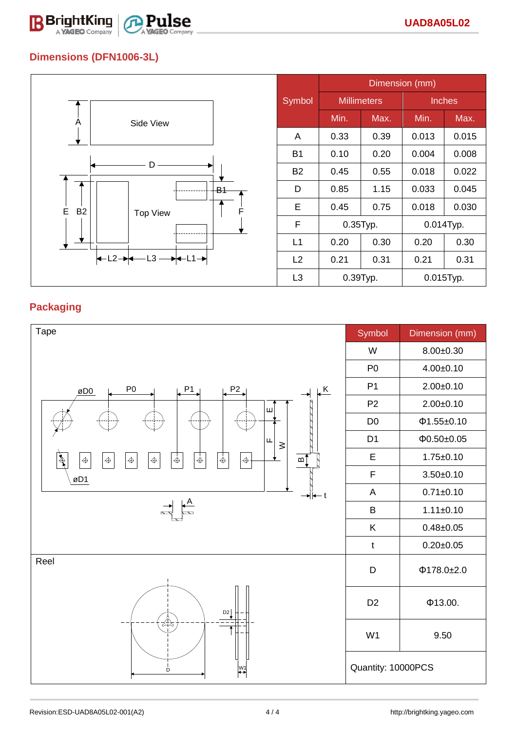## Dimensions (DFN1006-3L)

Side View

Top View

A, D, E, B1, B2, F, L1, L2, L3

| Symbol | Dimension (mm) | | | |
|---|---|---|---|---|
| | Millimeters | | Inches | |
| | Min. | Max. | Min. | Max. |
| A | 0.33 | 0.39 | 0.013 | 0.015 |
| B1 | 0.10 | 0.20 | 0.004 | 0.008 |
| B2 | 0.45 | 0.55 | 0.018 | 0.022 |
| D | 0.85 | 1.15 | 0.033 | 0.045 |
| E | 0.45 | 0.75 | 0.018 | 0.030 |
| F | 0.35Typ. | | 0.014Typ. | |
| L1 | 0.20 | 0.30 | 0.20 | 0.30 |
| L2 | 0.21 | 0.31 | 0.21 | 0.31 |
| L3 | 0.39Typ. | | 0.015Typ. | |

## Packaging

Tape

øD0, P0, P1, P2, K, E, F, W, B, t, øD1, A

| Symbol | Dimension (mm) |
|---|---|
| W | 8.00±0.30 |
| P0 | 4.00±0.10 |
| P1 | 2.00±0.10 |
| P2 | 2.00±0.10 |
| D0 | Φ1.55±0.10 |
| D1 | Φ0.50±0.05 |
| E | 1.75±0.10 |
| F | 3.50±0.10 |
| A | 0.71±0.10 |
| B | 1.11±0.10 |
| K | 0.48±0.05 |
| t | 0.20±0.05 |

Reel

D2, D, W1

| Symbol | Dimension (mm) |
|---|---|
| D | Φ178.0±2.0 |
| D2 | Φ13.00. |
| W1 | 9.50 |

Quantity: 10000PCS

Revision:ESD-UAD8A05L02-001(A2)

http://brightking.yageo.com